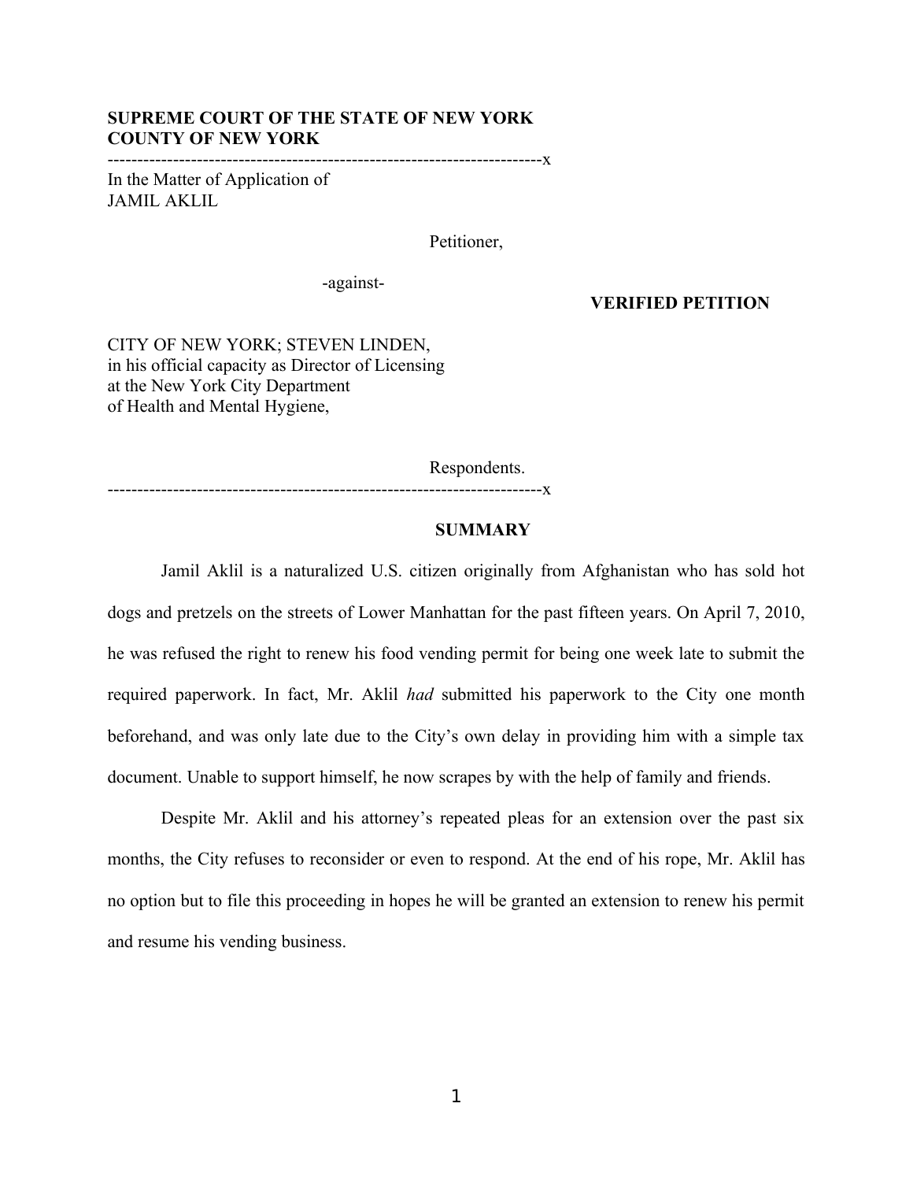**SUPREME COURT OF THE STATE OF NEW YORK**
**COUNTY OF NEW YORK**

-------------------------------------------------------------------------x

In the Matter of Application of
JAMIL AKLIL

Petitioner,

-against-

**VERIFIED PETITION**

CITY OF NEW YORK; STEVEN LINDEN,
in his official capacity as Director of Licensing
at the New York City Department
of Health and Mental Hygiene,

Respondents.

-------------------------------------------------------------------------x

## SUMMARY

Jamil Aklil is a naturalized U.S. citizen originally from Afghanistan who has sold hot dogs and pretzels on the streets of Lower Manhattan for the past fifteen years. On April 7, 2010, he was refused the right to renew his food vending permit for being one week late to submit the required paperwork. In fact, Mr. Aklil *had* submitted his paperwork to the City one month beforehand, and was only late due to the City's own delay in providing him with a simple tax document. Unable to support himself, he now scrapes by with the help of family and friends.

Despite Mr. Aklil and his attorney's repeated pleas for an extension over the past six months, the City refuses to reconsider or even to respond. At the end of his rope, Mr. Aklil has no option but to file this proceeding in hopes he will be granted an extension to renew his permit and resume his vending business.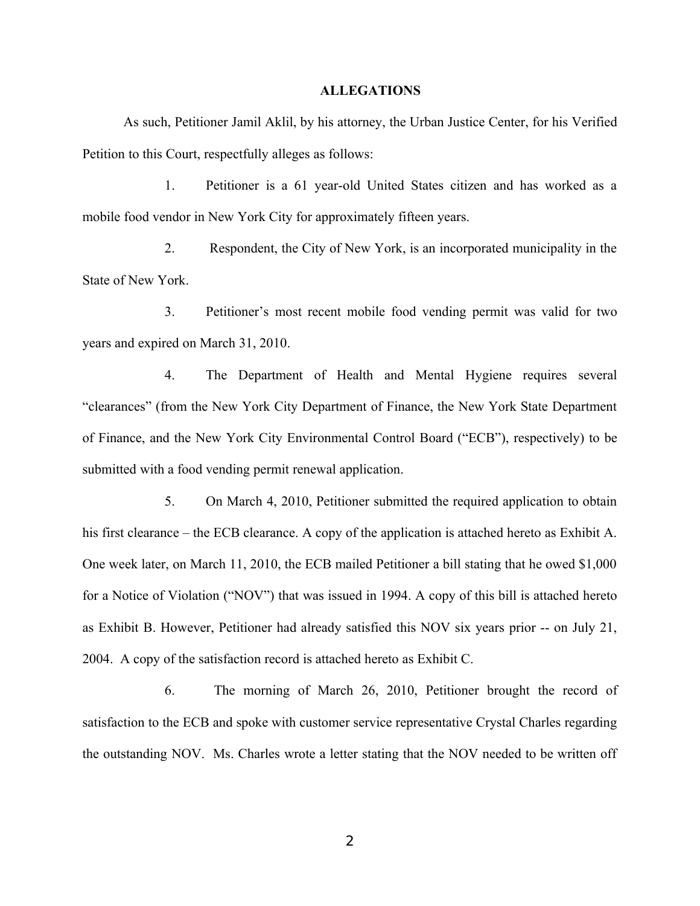## ALLEGATIONS

As such, Petitioner Jamil Aklil, by his attorney, the Urban Justice Center, for his Verified Petition to this Court, respectfully alleges as follows:

1. Petitioner is a 61 year-old United States citizen and has worked as a mobile food vendor in New York City for approximately fifteen years.

2. Respondent, the City of New York, is an incorporated municipality in the State of New York.

3. Petitioner's most recent mobile food vending permit was valid for two years and expired on March 31, 2010.

4. The Department of Health and Mental Hygiene requires several "clearances" (from the New York City Department of Finance, the New York State Department of Finance, and the New York City Environmental Control Board ("ECB"), respectively) to be submitted with a food vending permit renewal application.

5. On March 4, 2010, Petitioner submitted the required application to obtain his first clearance – the ECB clearance. A copy of the application is attached hereto as Exhibit A. One week later, on March 11, 2010, the ECB mailed Petitioner a bill stating that he owed $1,000 for a Notice of Violation ("NOV") that was issued in 1994. A copy of this bill is attached hereto as Exhibit B. However, Petitioner had already satisfied this NOV six years prior -- on July 21, 2004. A copy of the satisfaction record is attached hereto as Exhibit C.

6. The morning of March 26, 2010, Petitioner brought the record of satisfaction to the ECB and spoke with customer service representative Crystal Charles regarding the outstanding NOV. Ms. Charles wrote a letter stating that the NOV needed to be written off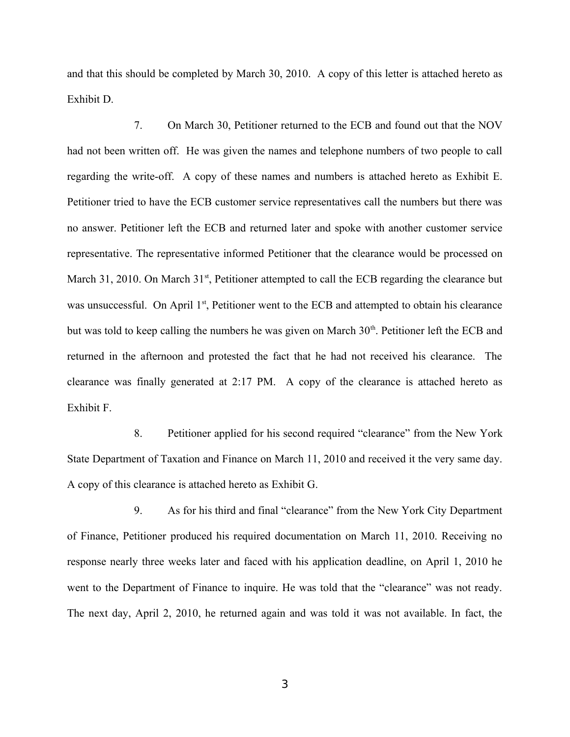and that this should be completed by March 30, 2010. A copy of this letter is attached hereto as Exhibit D.

7. On March 30, Petitioner returned to the ECB and found out that the NOV had not been written off. He was given the names and telephone numbers of two people to call regarding the write-off. A copy of these names and numbers is attached hereto as Exhibit E. Petitioner tried to have the ECB customer service representatives call the numbers but there was no answer. Petitioner left the ECB and returned later and spoke with another customer service representative. The representative informed Petitioner that the clearance would be processed on March 31, 2010. On March 31st, Petitioner attempted to call the ECB regarding the clearance but was unsuccessful. On April 1st, Petitioner went to the ECB and attempted to obtain his clearance but was told to keep calling the numbers he was given on March 30th. Petitioner left the ECB and returned in the afternoon and protested the fact that he had not received his clearance. The clearance was finally generated at 2:17 PM. A copy of the clearance is attached hereto as Exhibit F.

8. Petitioner applied for his second required "clearance" from the New York State Department of Taxation and Finance on March 11, 2010 and received it the very same day. A copy of this clearance is attached hereto as Exhibit G.

9. As for his third and final "clearance" from the New York City Department of Finance, Petitioner produced his required documentation on March 11, 2010. Receiving no response nearly three weeks later and faced with his application deadline, on April 1, 2010 he went to the Department of Finance to inquire. He was told that the "clearance" was not ready. The next day, April 2, 2010, he returned again and was told it was not available. In fact, the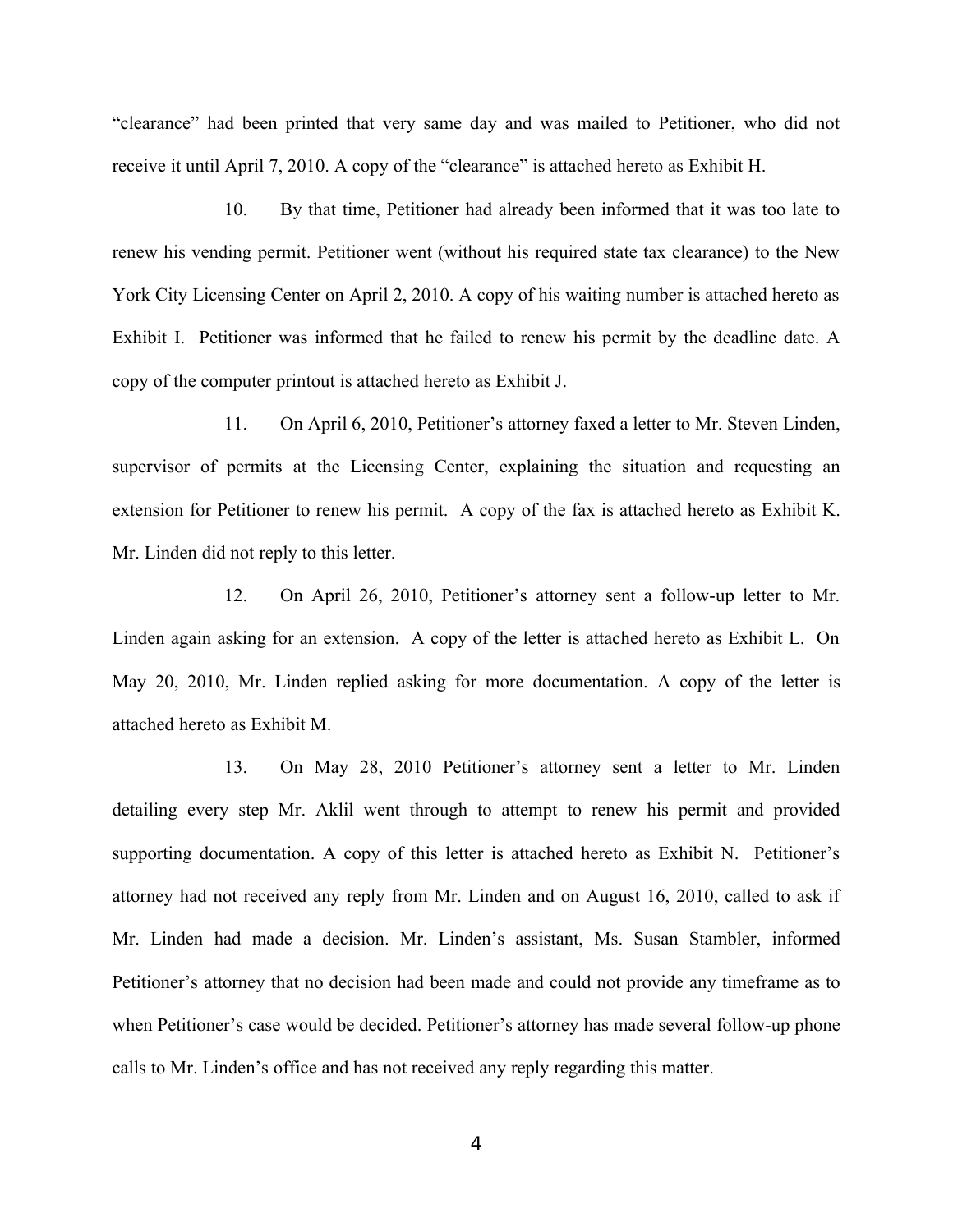"clearance" had been printed that very same day and was mailed to Petitioner, who did not receive it until April 7, 2010. A copy of the "clearance" is attached hereto as Exhibit H.

10. By that time, Petitioner had already been informed that it was too late to renew his vending permit. Petitioner went (without his required state tax clearance) to the New York City Licensing Center on April 2, 2010. A copy of his waiting number is attached hereto as Exhibit I. Petitioner was informed that he failed to renew his permit by the deadline date. A copy of the computer printout is attached hereto as Exhibit J.

11. On April 6, 2010, Petitioner's attorney faxed a letter to Mr. Steven Linden, supervisor of permits at the Licensing Center, explaining the situation and requesting an extension for Petitioner to renew his permit. A copy of the fax is attached hereto as Exhibit K. Mr. Linden did not reply to this letter.

12. On April 26, 2010, Petitioner's attorney sent a follow-up letter to Mr. Linden again asking for an extension. A copy of the letter is attached hereto as Exhibit L. On May 20, 2010, Mr. Linden replied asking for more documentation. A copy of the letter is attached hereto as Exhibit M.

13. On May 28, 2010 Petitioner's attorney sent a letter to Mr. Linden detailing every step Mr. Aklil went through to attempt to renew his permit and provided supporting documentation. A copy of this letter is attached hereto as Exhibit N. Petitioner's attorney had not received any reply from Mr. Linden and on August 16, 2010, called to ask if Mr. Linden had made a decision. Mr. Linden's assistant, Ms. Susan Stambler, informed Petitioner's attorney that no decision had been made and could not provide any timeframe as to when Petitioner's case would be decided. Petitioner's attorney has made several follow-up phone calls to Mr. Linden's office and has not received any reply regarding this matter.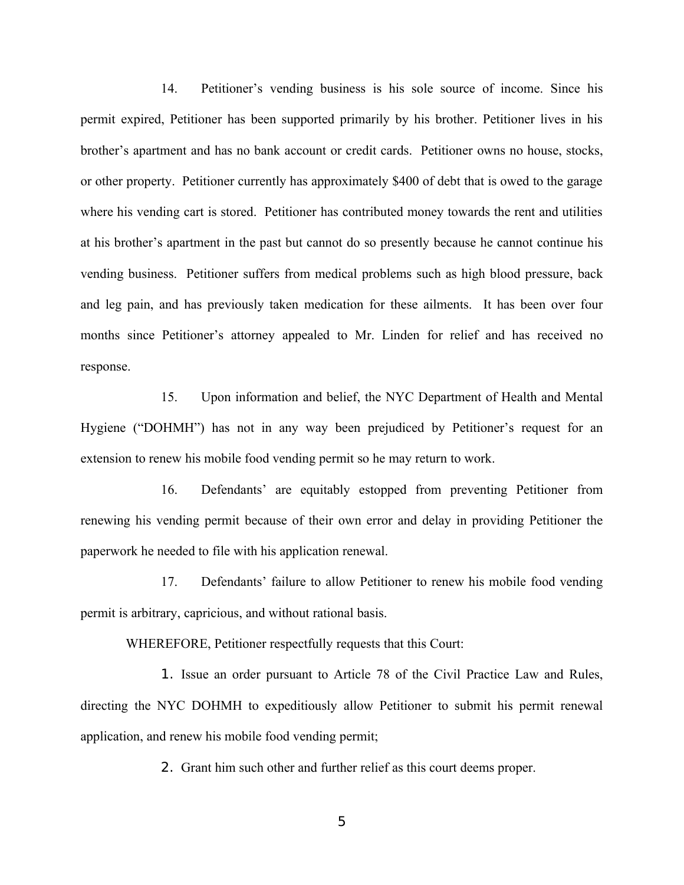14. Petitioner's vending business is his sole source of income. Since his permit expired, Petitioner has been supported primarily by his brother. Petitioner lives in his brother's apartment and has no bank account or credit cards. Petitioner owns no house, stocks, or other property. Petitioner currently has approximately $400 of debt that is owed to the garage where his vending cart is stored. Petitioner has contributed money towards the rent and utilities at his brother's apartment in the past but cannot do so presently because he cannot continue his vending business. Petitioner suffers from medical problems such as high blood pressure, back and leg pain, and has previously taken medication for these ailments. It has been over four months since Petitioner's attorney appealed to Mr. Linden for relief and has received no response.

15. Upon information and belief, the NYC Department of Health and Mental Hygiene ("DOHMH") has not in any way been prejudiced by Petitioner's request for an extension to renew his mobile food vending permit so he may return to work.

16. Defendants' are equitably estopped from preventing Petitioner from renewing his vending permit because of their own error and delay in providing Petitioner the paperwork he needed to file with his application renewal.

17. Defendants' failure to allow Petitioner to renew his mobile food vending permit is arbitrary, capricious, and without rational basis.

WHEREFORE, Petitioner respectfully requests that this Court:

1. Issue an order pursuant to Article 78 of the Civil Practice Law and Rules, directing the NYC DOHMH to expeditiously allow Petitioner to submit his permit renewal application, and renew his mobile food vending permit;

2. Grant him such other and further relief as this court deems proper.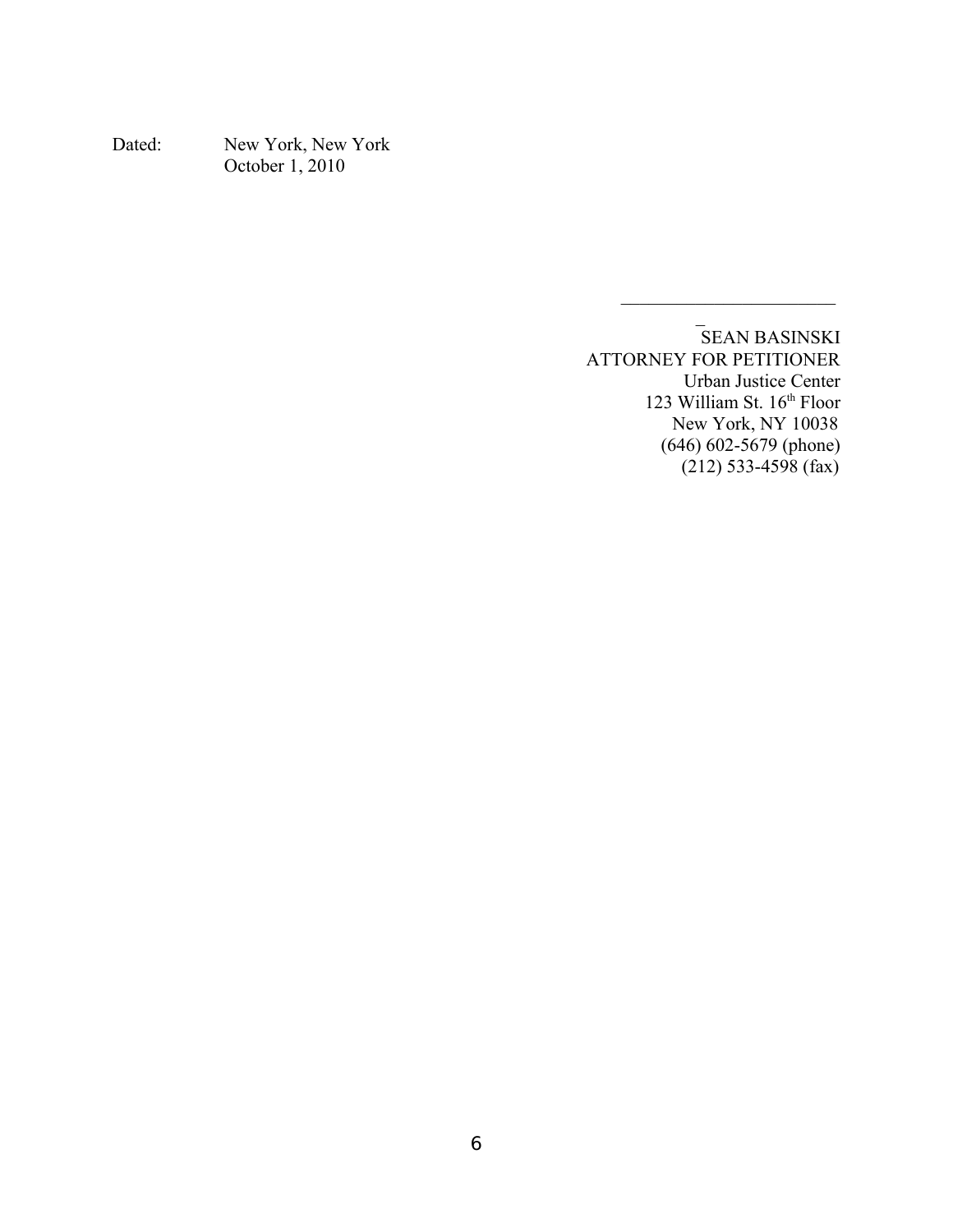Dated: New York, New York
October 1, 2010

\_\_\_\_\_\_\_\_\_\_\_\_\_\_\_\_\_\_\_\_\_\_\_\_

SEAN BASINSKI
ATTORNEY FOR PETITIONER
Urban Justice Center
123 William St. 16th Floor
New York, NY 10038
(646) 602-5679 (phone)
(212) 533-4598 (fax)